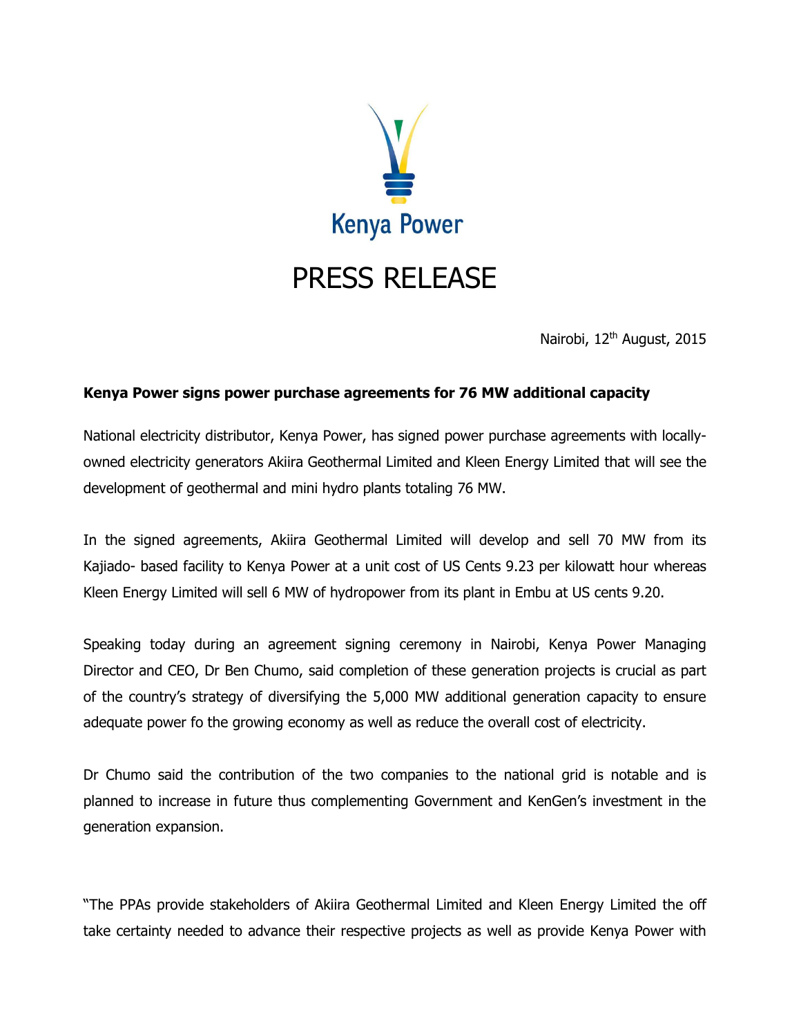Kenya Power

# PRESS RELEASE

Nairobi, 12th August, 2015

**Kenya Power signs power purchase agreements for 76 MW additional capacity**

National electricity distributor, Kenya Power, has signed power purchase agreements with locally-owned electricity generators Akiira Geothermal Limited and Kleen Energy Limited that will see the development of geothermal and mini hydro plants totaling 76 MW.

In the signed agreements, Akiira Geothermal Limited will develop and sell 70 MW from its Kajiado- based facility to Kenya Power at a unit cost of US Cents 9.23 per kilowatt hour whereas Kleen Energy Limited will sell 6 MW of hydropower from its plant in Embu at US cents 9.20.

Speaking today during an agreement signing ceremony in Nairobi, Kenya Power Managing Director and CEO, Dr Ben Chumo, said completion of these generation projects is crucial as part of the country's strategy of diversifying the 5,000 MW additional generation capacity to ensure adequate power fo the growing economy as well as reduce the overall cost of electricity.

Dr Chumo said the contribution of the two companies to the national grid is notable and is planned to increase in future thus complementing Government and KenGen's investment in the generation expansion.

"The PPAs provide stakeholders of Akiira Geothermal Limited and Kleen Energy Limited the off take certainty needed to advance their respective projects as well as provide Kenya Power with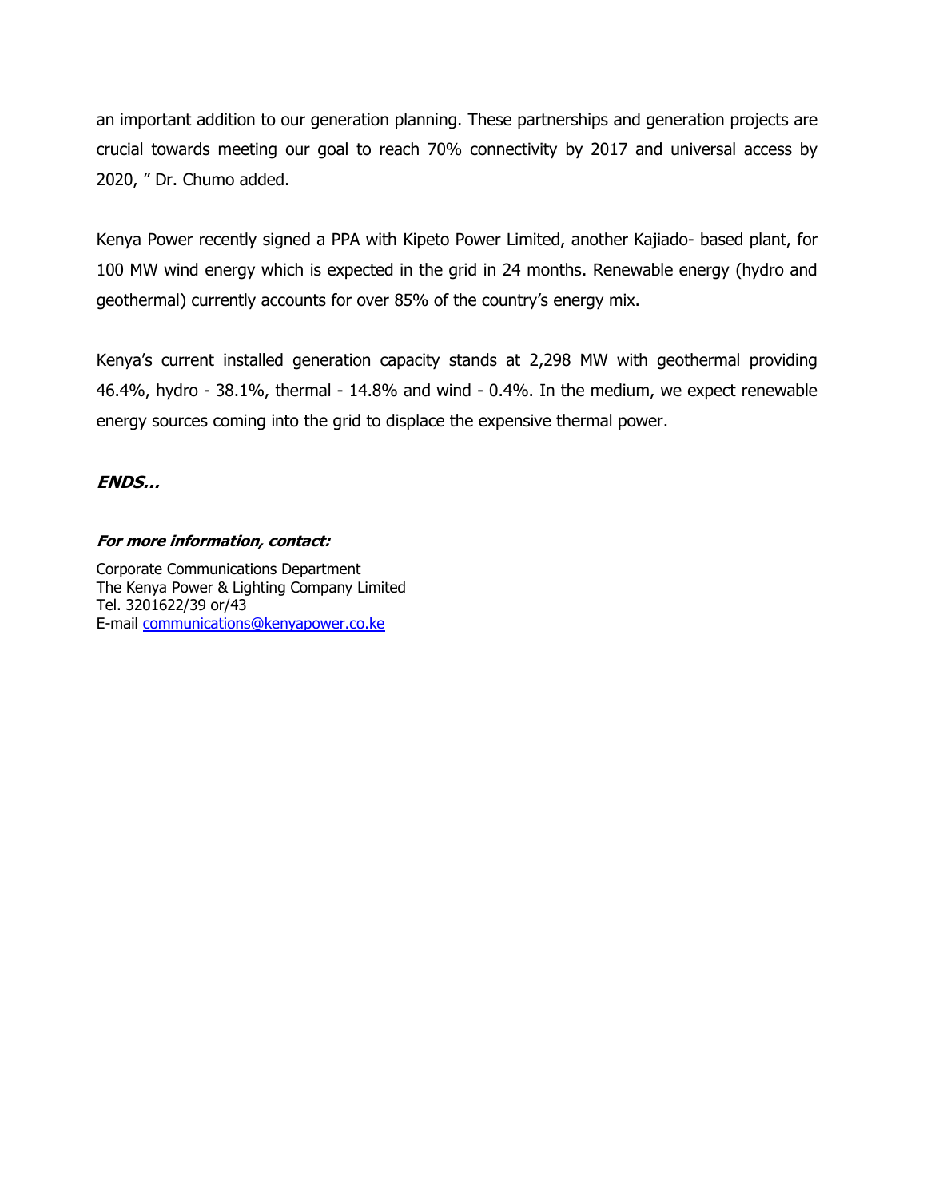an important addition to our generation planning. These partnerships and generation projects are crucial towards meeting our goal to reach 70% connectivity by 2017 and universal access by 2020, " Dr. Chumo added.

Kenya Power recently signed a PPA with Kipeto Power Limited, another Kajiado- based plant, for 100 MW wind energy which is expected in the grid in 24 months. Renewable energy (hydro and geothermal) currently accounts for over 85% of the country's energy mix.

Kenya's current installed generation capacity stands at 2,298 MW with geothermal providing 46.4%, hydro - 38.1%, thermal - 14.8% and wind - 0.4%. In the medium, we expect renewable energy sources coming into the grid to displace the expensive thermal power.

***ENDS…***

***For more information, contact:***

Corporate Communications Department
The Kenya Power & Lighting Company Limited
Tel. 3201622/39 or/43
E-mail communications@kenyapower.co.ke